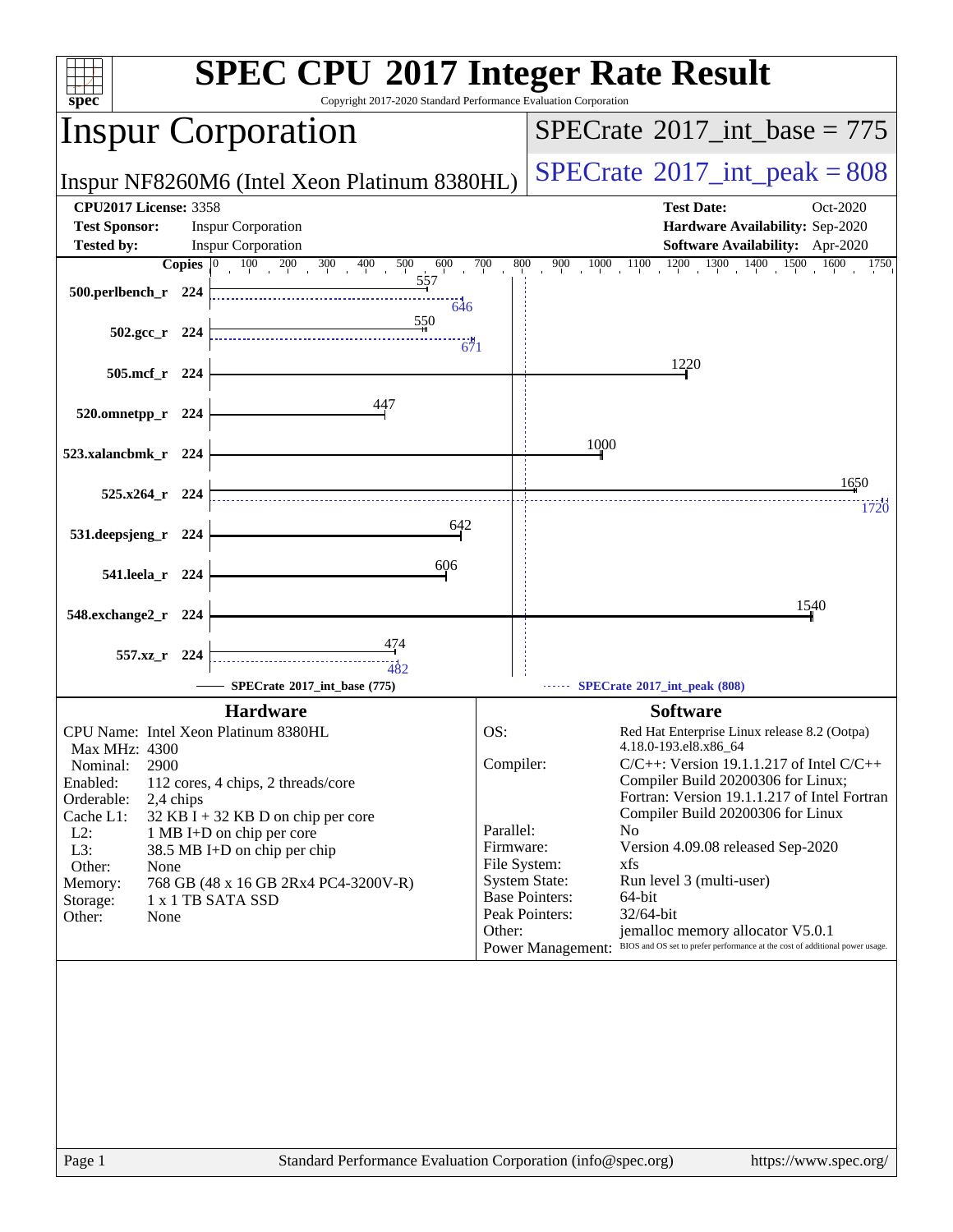# SPEC CPU 2017 Integer Rate Result

Copyright 2017-2020 Standard Performance Evaluation Corporation

## Inspur Corporation

Inspur NF8260M6 (Intel Xeon Platinum 8380HL)

SPECrate 2017_int_base = 775

SPECrate 2017_int_peak = 808

**CPU2017 License:** 3358
**Test Sponsor:** Inspur Corporation
**Tested by:** Inspur Corporation

**Test Date:** Oct-2020
**Hardware Availability:** Sep-2020
**Software Availability:** Apr-2020

| Benchmark | Copies | Base | Peak |
|---|---|---|---|
| 500.perlbench_r | 224 | 557 | 646 |
| 502.gcc_r | 224 | 550 | 671 |
| 505.mcf_r | 224 | 1220 | |
| 520.omnetpp_r | 224 | 447 | |
| 523.xalancbmk_r | 224 | 1000 | |
| 525.x264_r | 224 | 1650 | 1720 |
| 531.deepsjeng_r | 224 | 642 | |
| 541.leela_r | 224 | 606 | |
| 548.exchange2_r | 224 | 1540 | |
| 557.xz_r | 224 | 474 | 482 |

SPECrate 2017_int_base (775) — SPECrate 2017_int_peak (808)

## Hardware

| | |
|---|---|
| CPU Name: | Intel Xeon Platinum 8380HL |
| Max MHz: | 4300 |
| Nominal: | 2900 |
| Enabled: | 112 cores, 4 chips, 2 threads/core |
| Orderable: | 2,4 chips |
| Cache L1: | 32 KB I + 32 KB D on chip per core |
| L2: | 1 MB I+D on chip per core |
| L3: | 38.5 MB I+D on chip per chip |
| Other: | None |
| Memory: | 768 GB (48 x 16 GB 2Rx4 PC4-3200V-R) |
| Storage: | 1 x 1 TB SATA SSD |
| Other: | None |

## Software

| | |
|---|---|
| OS: | Red Hat Enterprise Linux release 8.2 (Ootpa) 4.18.0-193.el8.x86_64 |
| Compiler: | C/C++: Version 19.1.1.217 of Intel C/C++ Compiler Build 20200306 for Linux; Fortran: Version 19.1.1.217 of Intel Fortran Compiler Build 20200306 for Linux |
| Parallel: | No |
| Firmware: | Version 4.09.08 released Sep-2020 |
| File System: | xfs |
| System State: | Run level 3 (multi-user) |
| Base Pointers: | 64-bit |
| Peak Pointers: | 32/64-bit |
| Other: | jemalloc memory allocator V5.0.1 |
| Power Management: | BIOS and OS set to prefer performance at the cost of additional power usage. |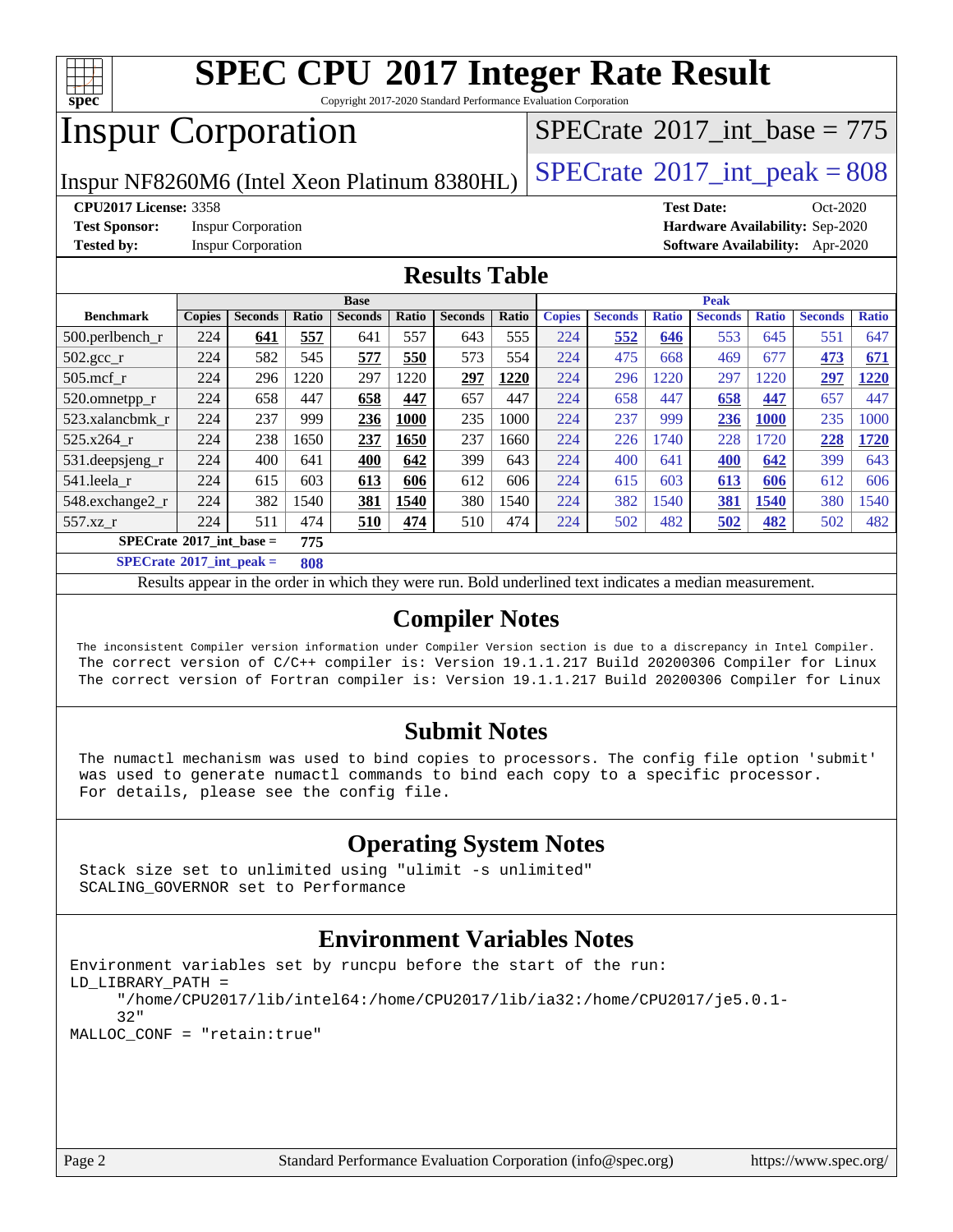# SPEC CPU 2017 Integer Rate Result

Copyright 2017-2020 Standard Performance Evaluation Corporation

## Inspur Corporation

Inspur NF8260M6 (Intel Xeon Platinum 8380HL)

SPECrate 2017_int_base = 775

SPECrate 2017_int_peak = 808

**CPU2017 License:** 3358
**Test Sponsor:** Inspur Corporation
**Tested by:** Inspur Corporation

**Test Date:** Oct-2020
**Hardware Availability:** Sep-2020
**Software Availability:** Apr-2020

## Results Table

| Benchmark | Base | | | | | | | Peak | | | | | | |
|---|---|---|---|---|---|---|---|---|---|---|---|---|---|---|
| | Copies | Seconds | Ratio | Seconds | Ratio | Seconds | Ratio | Copies | Seconds | Ratio | Seconds | Ratio | Seconds | Ratio |
| 500.perlbench_r | 224 | **641** | **557** | 641 | 557 | 643 | 555 | 224 | **552** | **646** | 553 | 645 | 551 | 647 |
| 502.gcc_r | 224 | 582 | 545 | **577** | **550** | 573 | 554 | 224 | 475 | 668 | 469 | 677 | **473** | **671** |
| 505.mcf_r | 224 | 296 | 1220 | 297 | 1220 | **297** | **1220** | 224 | 296 | 1220 | 297 | 1220 | **297** | **1220** |
| 520.omnetpp_r | 224 | 658 | 447 | **658** | **447** | 657 | 447 | 224 | 658 | 447 | **658** | **447** | 657 | 447 |
| 523.xalancbmk_r | 224 | 237 | 999 | **236** | **1000** | 235 | 1000 | 224 | 237 | 999 | **236** | **1000** | 235 | 1000 |
| 525.x264_r | 224 | 238 | 1650 | **237** | **1650** | 237 | 1660 | 224 | 226 | 1740 | 228 | 1720 | **228** | **1720** |
| 531.deepsjeng_r | 224 | 400 | 641 | **400** | **642** | 399 | 643 | 224 | 400 | 641 | **400** | **642** | 399 | 643 |
| 541.leela_r | 224 | 615 | 603 | **613** | **606** | 612 | 606 | 224 | 615 | 603 | **613** | **606** | 612 | 606 |
| 548.exchange2_r | 224 | 382 | 1540 | **381** | **1540** | 380 | 1540 | 224 | 382 | 1540 | **381** | **1540** | 380 | 1540 |
| 557.xz_r | 224 | 511 | 474 | **510** | **474** | 510 | 474 | 224 | 502 | 482 | **502** | **482** | 502 | 482 |

**SPECrate 2017_int_base = 775**

**SPECrate 2017_int_peak = 808**

Results appear in the order in which they were run. Bold underlined text indicates a median measurement.

## Compiler Notes

```
The inconsistent Compiler version information under Compiler Version section is due to a discrepancy in Intel Compiler.
The correct version of C/C++ compiler is: Version 19.1.1.217 Build 20200306 Compiler for Linux
The correct version of Fortran compiler is: Version 19.1.1.217 Build 20200306 Compiler for Linux
```

## Submit Notes

```
The numactl mechanism was used to bind copies to processors. The config file option 'submit'
was used to generate numactl commands to bind each copy to a specific processor.
For details, please see the config file.
```

## Operating System Notes

```
Stack size set to unlimited using "ulimit -s unlimited"
SCALING_GOVERNOR set to Performance
```

## Environment Variables Notes

```
Environment variables set by runcpu before the start of the run:
LD_LIBRARY_PATH =
     "/home/CPU2017/lib/intel64:/home/CPU2017/lib/ia32:/home/CPU2017/je5.0.1-
     32"
MALLOC_CONF = "retain:true"
```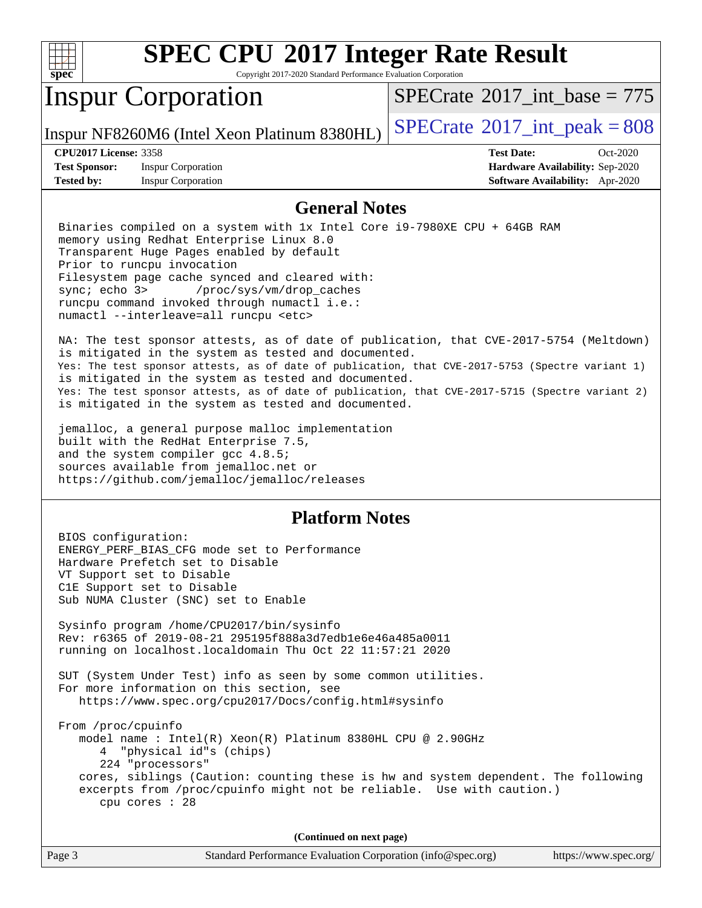# SPEC CPU 2017 Integer Rate Result

Copyright 2017-2020 Standard Performance Evaluation Corporation

## Inspur Corporation

Inspur NF8260M6 (Intel Xeon Platinum 8380HL)

SPECrate 2017_int_base = 775

SPECrate 2017_int_peak = 808

**CPU2017 License:** 3358
**Test Sponsor:** Inspur Corporation
**Tested by:** Inspur Corporation

**Test Date:** Oct-2020
**Hardware Availability:** Sep-2020
**Software Availability:** Apr-2020

## General Notes

```
Binaries compiled on a system with 1x Intel Core i9-7980XE CPU + 64GB RAM
memory using Redhat Enterprise Linux 8.0
Transparent Huge Pages enabled by default
Prior to runcpu invocation
Filesystem page cache synced and cleared with:
sync; echo 3>       /proc/sys/vm/drop_caches
runcpu command invoked through numactl i.e.:
numactl --interleave=all runcpu <etc>

NA: The test sponsor attests, as of date of publication, that CVE-2017-5754 (Meltdown)
is mitigated in the system as tested and documented.
Yes: The test sponsor attests, as of date of publication, that CVE-2017-5753 (Spectre variant 1)
is mitigated in the system as tested and documented.
Yes: The test sponsor attests, as of date of publication, that CVE-2017-5715 (Spectre variant 2)
is mitigated in the system as tested and documented.

jemalloc, a general purpose malloc implementation
built with the RedHat Enterprise 7.5,
and the system compiler gcc 4.8.5;
sources available from jemalloc.net or
https://github.com/jemalloc/jemalloc/releases
```

## Platform Notes

```
BIOS configuration:
ENERGY_PERF_BIAS_CFG mode set to Performance
Hardware Prefetch set to Disable
VT Support set to Disable
C1E Support set to Disable
Sub NUMA Cluster (SNC) set to Enable

Sysinfo program /home/CPU2017/bin/sysinfo
Rev: r6365 of 2019-08-21 295195f888a3d7edb1e6e46a485a0011
running on localhost.localdomain Thu Oct 22 11:57:21 2020

SUT (System Under Test) info as seen by some common utilities.
For more information on this section, see
   https://www.spec.org/cpu2017/Docs/config.html#sysinfo

From /proc/cpuinfo
   model name : Intel(R) Xeon(R) Platinum 8380HL CPU @ 2.90GHz
      4  "physical id"s (chips)
      224 "processors"
   cores, siblings (Caution: counting these is hw and system dependent. The following
   excerpts from /proc/cpuinfo might not be reliable.  Use with caution.)
      cpu cores : 28
```

(Continued on next page)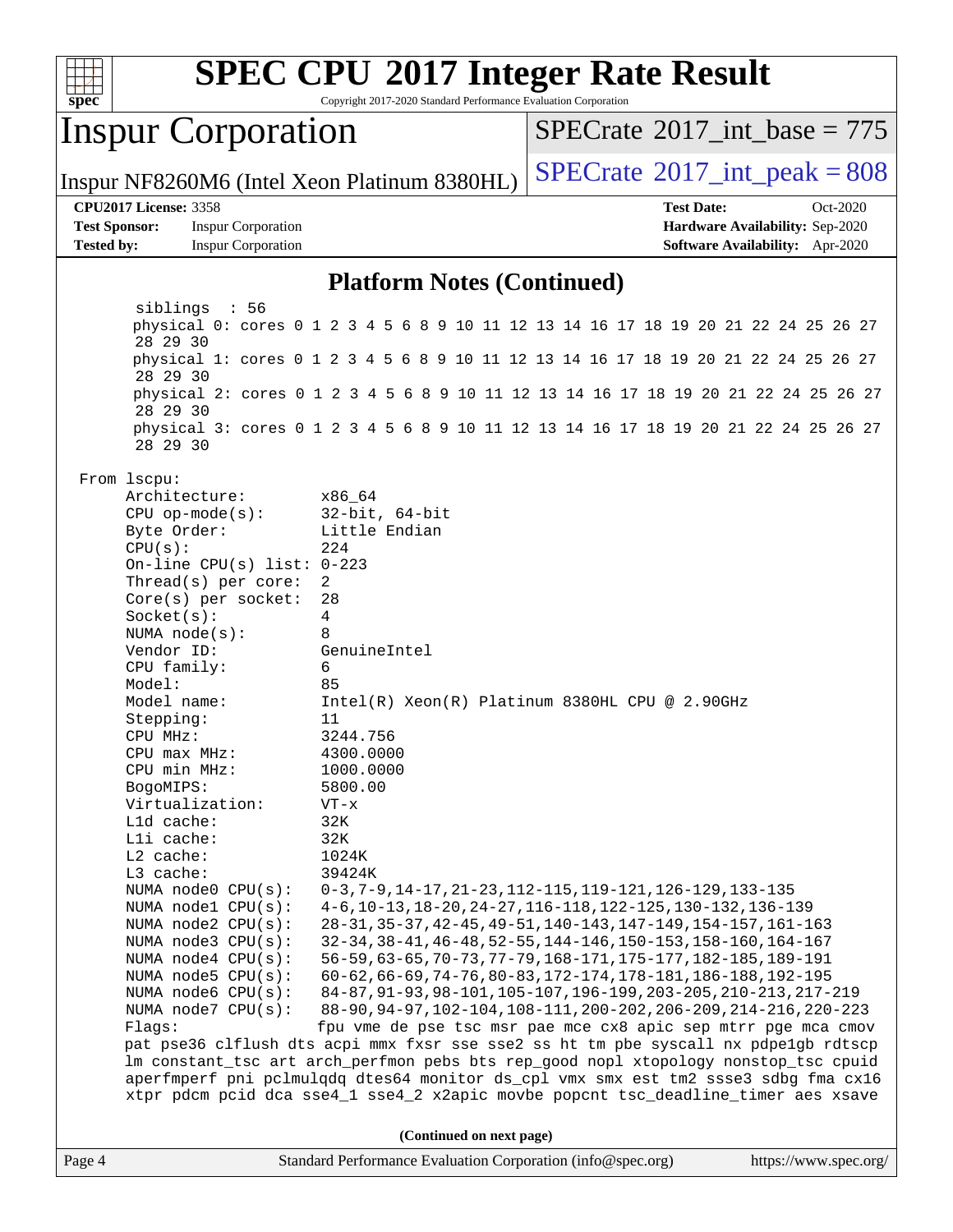# SPEC CPU 2017 Integer Rate Result

Copyright 2017-2020 Standard Performance Evaluation Corporation

## Inspur Corporation

Inspur NF8260M6 (Intel Xeon Platinum 8380HL)

SPECrate 2017_int_base = 775

SPECrate 2017_int_peak = 808

**CPU2017 License:** 3358
**Test Sponsor:** Inspur Corporation
**Tested by:** Inspur Corporation

**Test Date:** Oct-2020
**Hardware Availability:** Sep-2020
**Software Availability:** Apr-2020

### Platform Notes (Continued)

```
       siblings  : 56
       physical 0: cores 0 1 2 3 4 5 6 8 9 10 11 12 13 14 16 17 18 19 20 21 22 24 25 26 27
       28 29 30
       physical 1: cores 0 1 2 3 4 5 6 8 9 10 11 12 13 14 16 17 18 19 20 21 22 24 25 26 27
       28 29 30
       physical 2: cores 0 1 2 3 4 5 6 8 9 10 11 12 13 14 16 17 18 19 20 21 22 24 25 26 27
       28 29 30
       physical 3: cores 0 1 2 3 4 5 6 8 9 10 11 12 13 14 16 17 18 19 20 21 22 24 25 26 27
       28 29 30

   From lscpu:
       Architecture:          x86_64
       CPU op-mode(s):        32-bit, 64-bit
       Byte Order:            Little Endian
       CPU(s):                224
       On-line CPU(s) list: 0-223
       Thread(s) per core:  2
       Core(s) per socket:  28
       Socket(s):            4
       NUMA node(s):         8
       Vendor ID:            GenuineIntel
       CPU family:           6
       Model:                85
       Model name:           Intel(R) Xeon(R) Platinum 8380HL CPU @ 2.90GHz
       Stepping:             11
       CPU MHz:              3244.756
       CPU max MHz:          4300.0000
       CPU min MHz:          1000.0000
       BogoMIPS:             5800.00
       Virtualization:       VT-x
       L1d cache:            32K
       L1i cache:            32K
       L2 cache:             1024K
       L3 cache:             39424K
       NUMA node0 CPU(s):    0-3,7-9,14-17,21-23,112-115,119-121,126-129,133-135
       NUMA node1 CPU(s):    4-6,10-13,18-20,24-27,116-118,122-125,130-132,136-139
       NUMA node2 CPU(s):    28-31,35-37,42-45,49-51,140-143,147-149,154-157,161-163
       NUMA node3 CPU(s):    32-34,38-41,46-48,52-55,144-146,150-153,158-160,164-167
       NUMA node4 CPU(s):    56-59,63-65,70-73,77-79,168-171,175-177,182-185,189-191
       NUMA node5 CPU(s):    60-62,66-69,74-76,80-83,172-174,178-181,186-188,192-195
       NUMA node6 CPU(s):    84-87,91-93,98-101,105-107,196-199,203-205,210-213,217-219
       NUMA node7 CPU(s):    88-90,94-97,102-104,108-111,200-202,206-209,214-216,220-223
       Flags:                fpu vme de pse tsc msr pae mce cx8 apic sep mtrr pge mca cmov
       pat pse36 clflush dts acpi mmx fxsr sse sse2 ss ht tm pbe syscall nx pdpe1gb rdtscp
       lm constant_tsc art arch_perfmon pebs bts rep_good nopl xtopology nonstop_tsc cpuid
       aperfmperf pni pclmulqdq dtes64 monitor ds_cpl vmx smx est tm2 ssse3 sdbg fma cx16
       xtpr pdcm pcid dca sse4_1 sse4_2 x2apic movbe popcnt tsc_deadline_timer aes xsave
```

(Continued on next page)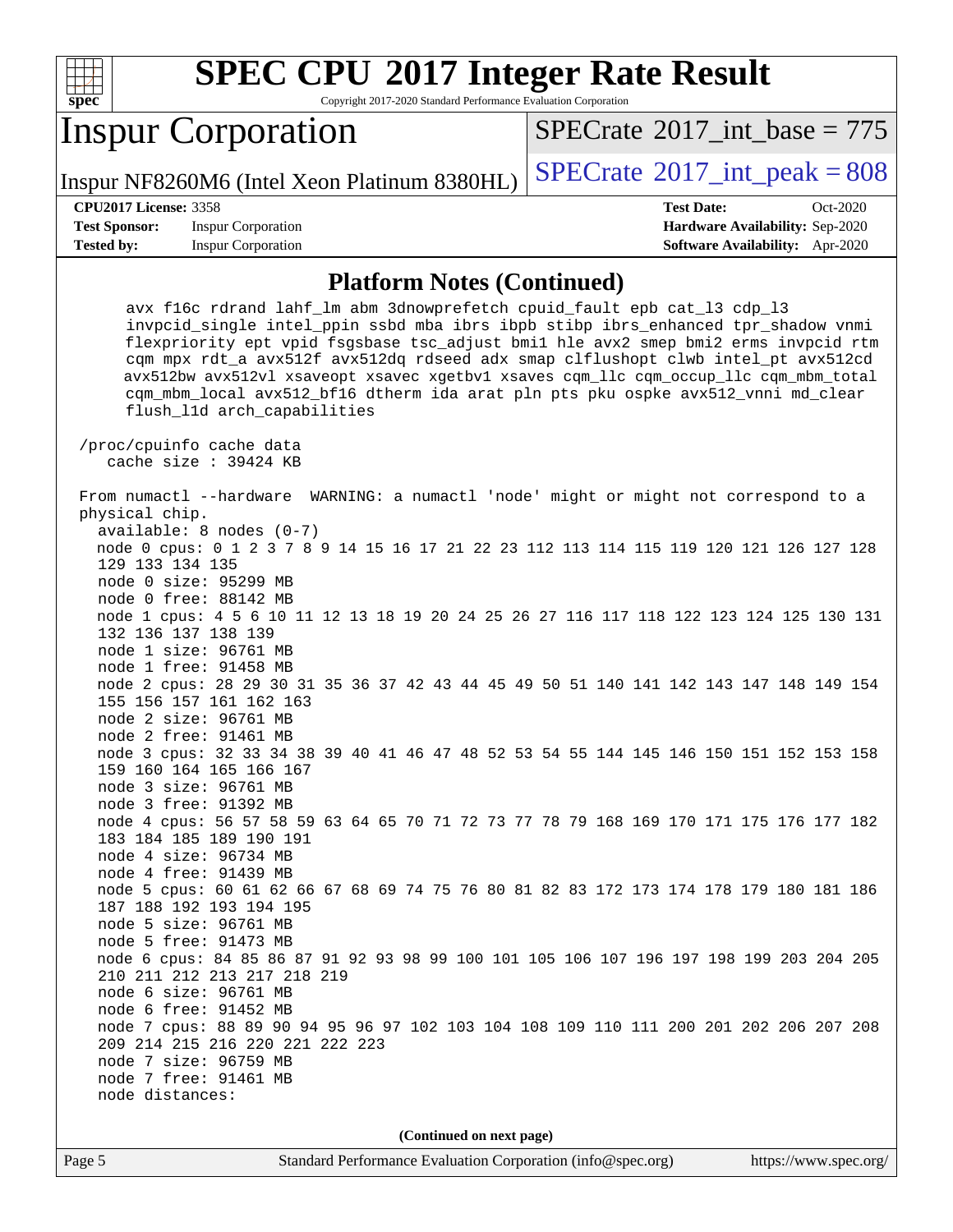## Platform Notes (Continued)

```
     avx f16c rdrand lahf_lm abm 3dnowprefetch cpuid_fault epb cat_l3 cdp_l3
     invpcid_single intel_ppin ssbd mba ibrs ibpb stibp ibrs_enhanced tpr_shadow vnmi
     flexpriority ept vpid fsgsbase tsc_adjust bmi1 hle avx2 smep bmi2 erms invpcid rtm
     cqm mpx rdt_a avx512f avx512dq rdseed adx smap clflushopt clwb intel_pt avx512cd
     avx512bw avx512vl xsaveopt xsavec xgetbv1 xsaves cqm_llc cqm_occup_llc cqm_mbm_total
     cqm_mbm_local avx512_bf16 dtherm ida arat pln pts pku ospke avx512_vnni md_clear
     flush_l1d arch_capabilities

 /proc/cpuinfo cache data
    cache size : 39424 KB

 From numactl --hardware  WARNING: a numactl 'node' might or might not correspond to a
 physical chip.
   available: 8 nodes (0-7)
   node 0 cpus: 0 1 2 3 7 8 9 14 15 16 17 21 22 23 112 113 114 115 119 120 121 126 127 128
   129 133 134 135
   node 0 size: 95299 MB
   node 0 free: 88142 MB
   node 1 cpus: 4 5 6 10 11 12 13 18 19 20 24 25 26 27 116 117 118 122 123 124 125 130 131
   132 136 137 138 139
   node 1 size: 96761 MB
   node 1 free: 91458 MB
   node 2 cpus: 28 29 30 31 35 36 37 42 43 44 45 49 50 51 140 141 142 143 147 148 149 154
   155 156 157 161 162 163
   node 2 size: 96761 MB
   node 2 free: 91461 MB
   node 3 cpus: 32 33 34 38 39 40 41 46 47 48 52 53 54 55 144 145 146 150 151 152 153 158
   159 160 164 165 166 167
   node 3 size: 96761 MB
   node 3 free: 91392 MB
   node 4 cpus: 56 57 58 59 63 64 65 70 71 72 73 77 78 79 168 169 170 171 175 176 177 182
   183 184 185 189 190 191
   node 4 size: 96734 MB
   node 4 free: 91439 MB
   node 5 cpus: 60 61 62 66 67 68 69 74 75 76 80 81 82 83 172 173 174 178 179 180 181 186
   187 188 192 193 194 195
   node 5 size: 96761 MB
   node 5 free: 91473 MB
   node 6 cpus: 84 85 86 87 91 92 93 98 99 100 101 105 106 107 196 197 198 199 203 204 205
   210 211 212 213 217 218 219
   node 6 size: 96761 MB
   node 6 free: 91452 MB
   node 7 cpus: 88 89 90 94 95 96 97 102 103 104 108 109 110 111 200 201 202 206 207 208
   209 214 215 216 220 221 222 223
   node 7 size: 96759 MB
   node 7 free: 91461 MB
   node distances:
```

(Continued on next page)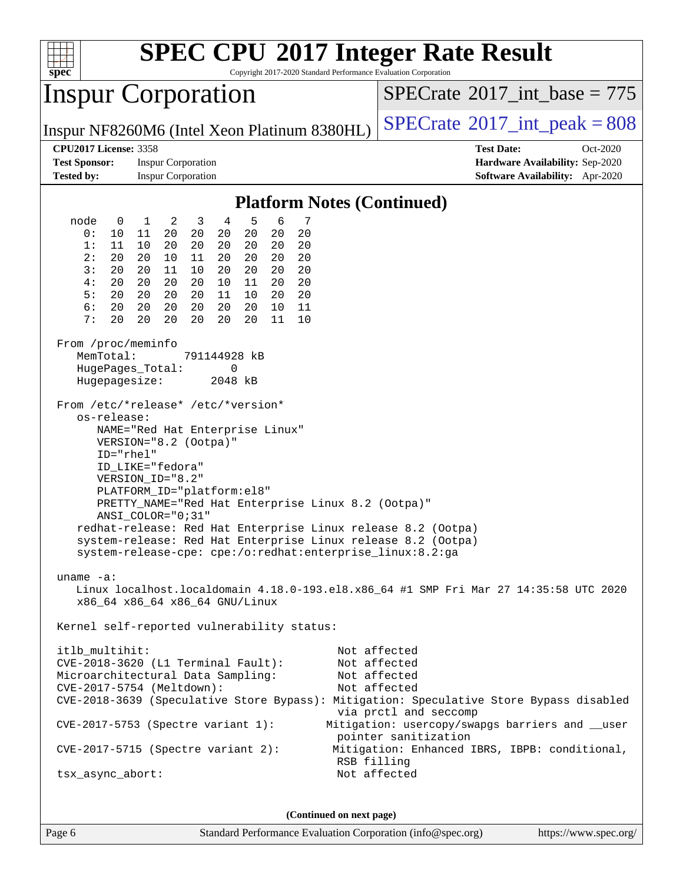# SPEC CPU 2017 Integer Rate Result

Copyright 2017-2020 Standard Performance Evaluation Corporation

## Inspur Corporation

Inspur NF8260M6 (Intel Xeon Platinum 8380HL)

SPECrate 2017_int_base = 775

SPECrate 2017_int_peak = 808

**CPU2017 License:** 3358
**Test Sponsor:** Inspur Corporation
**Tested by:** Inspur Corporation

**Test Date:** Oct-2020
**Hardware Availability:** Sep-2020
**Software Availability:** Apr-2020

### Platform Notes (Continued)

```
  node   0   1   2   3   4   5   6   7
    0:  10  11  20  20  20  20  20  20
    1:  11  10  20  20  20  20  20  20
    2:  20  20  10  11  20  20  20  20
    3:  20  20  11  10  20  20  20  20
    4:  20  20  20  20  10  11  20  20
    5:  20  20  20  20  11  10  20  20
    6:  20  20  20  20  20  20  10  11
    7:  20  20  20  20  20  20  11  10

From /proc/meminfo
   MemTotal:       791144928 kB
   HugePages_Total:        0
   Hugepagesize:        2048 kB

From /etc/*release* /etc/*version*
   os-release:
      NAME="Red Hat Enterprise Linux"
      VERSION="8.2 (Ootpa)"
      ID="rhel"
      ID_LIKE="fedora"
      VERSION_ID="8.2"
      PLATFORM_ID="platform:el8"
      PRETTY_NAME="Red Hat Enterprise Linux 8.2 (Ootpa)"
      ANSI_COLOR="0;31"
   redhat-release: Red Hat Enterprise Linux release 8.2 (Ootpa)
   system-release: Red Hat Enterprise Linux release 8.2 (Ootpa)
   system-release-cpe: cpe:/o:redhat:enterprise_linux:8.2:ga

uname -a:
   Linux localhost.localdomain 4.18.0-193.el8.x86_64 #1 SMP Fri Mar 27 14:35:58 UTC 2020
   x86_64 x86_64 x86_64 GNU/Linux

Kernel self-reported vulnerability status:

itlb_multihit:                                         Not affected
CVE-2018-3620 (L1 Terminal Fault):                     Not affected
Microarchitectural Data Sampling:                      Not affected
CVE-2017-5754 (Meltdown):                              Not affected
CVE-2018-3639 (Speculative Store Bypass): Mitigation: Speculative Store Bypass disabled
                                                       via prctl and seccomp
CVE-2017-5753 (Spectre variant 1):                   Mitigation: usercopy/swapgs barriers and __user
                                                       pointer sanitization
CVE-2017-5715 (Spectre variant 2):                    Mitigation: Enhanced IBRS, IBPB: conditional,
                                                       RSB filling
tsx_async_abort:                                       Not affected
```

(Continued on next page)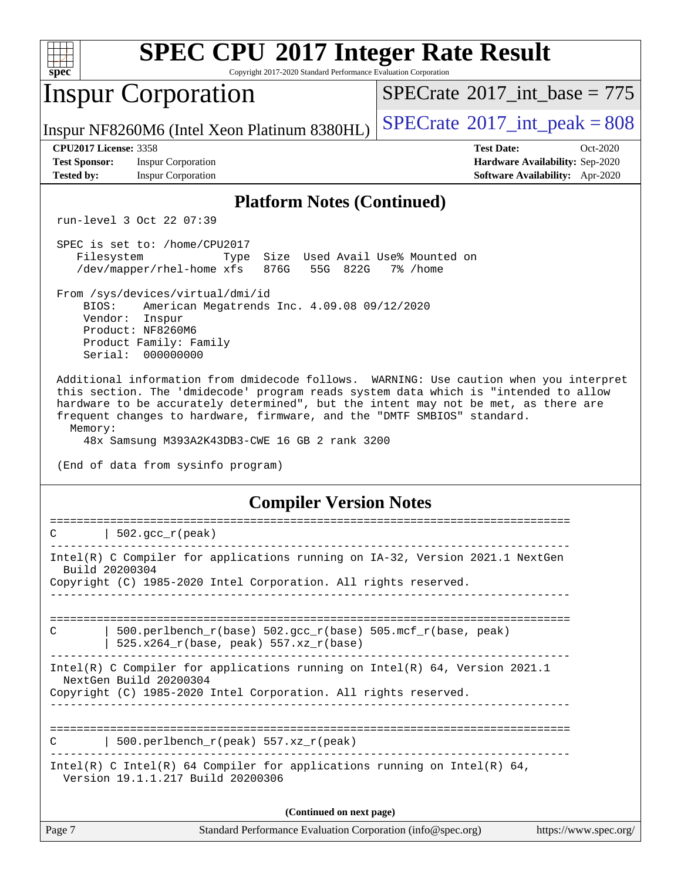## Platform Notes (Continued)

```
run-level 3 Oct 22 07:39

SPEC is set to: /home/CPU2017
   Filesystem            Type  Size  Used Avail Use% Mounted on
   /dev/mapper/rhel-home xfs   876G   55G  822G   7% /home

From /sys/devices/virtual/dmi/id
    BIOS:    American Megatrends Inc. 4.09.08 09/12/2020
    Vendor:  Inspur
    Product: NF8260M6
    Product Family: Family
    Serial:  000000000

Additional information from dmidecode follows.  WARNING: Use caution when you interpret
this section. The 'dmidecode' program reads system data which is "intended to allow
hardware to be accurately determined", but the intent may not be met, as there are
frequent changes to hardware, firmware, and the "DMTF SMBIOS" standard.
  Memory:
    48x Samsung M393A2K43DB3-CWE 16 GB 2 rank 3200

(End of data from sysinfo program)
```

## Compiler Version Notes

```
==============================================================================
C       | 502.gcc_r(peak)
------------------------------------------------------------------------------
Intel(R) C Compiler for applications running on IA-32, Version 2021.1 NextGen
  Build 20200304
Copyright (C) 1985-2020 Intel Corporation. All rights reserved.
------------------------------------------------------------------------------

==============================================================================
C       | 500.perlbench_r(base) 502.gcc_r(base) 505.mcf_r(base, peak)
        | 525.x264_r(base, peak) 557.xz_r(base)
------------------------------------------------------------------------------
Intel(R) C Compiler for applications running on Intel(R) 64, Version 2021.1
  NextGen Build 20200304
Copyright (C) 1985-2020 Intel Corporation. All rights reserved.
------------------------------------------------------------------------------

==============================================================================
C       | 500.perlbench_r(peak) 557.xz_r(peak)
------------------------------------------------------------------------------
Intel(R) C Intel(R) 64 Compiler for applications running on Intel(R) 64,
  Version 19.1.1.217 Build 20200306
```

(Continued on next page)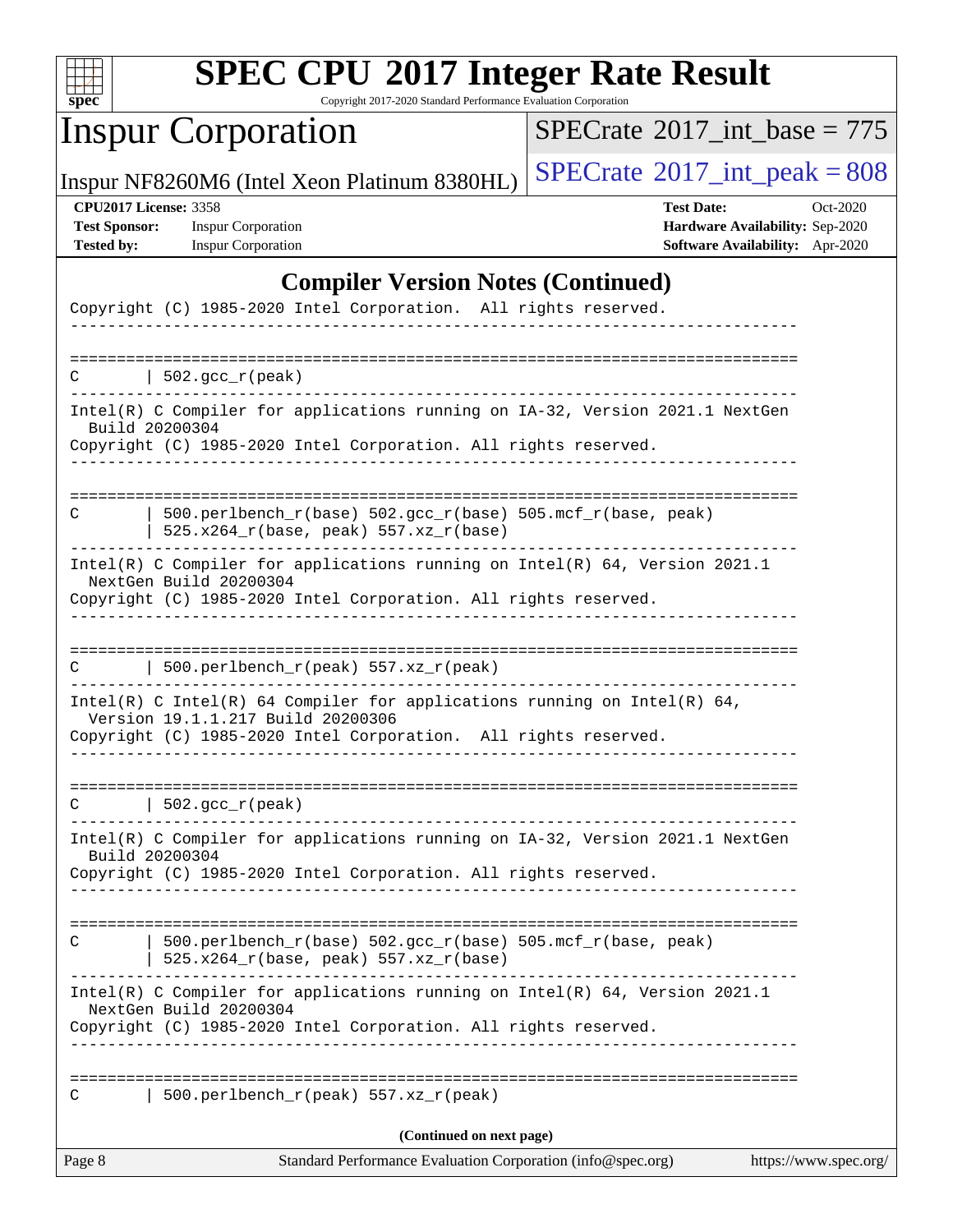# SPEC CPU 2017 Integer Rate Result

Copyright 2017-2020 Standard Performance Evaluation Corporation

## Inspur Corporation

Inspur NF8260M6 (Intel Xeon Platinum 8380HL)

SPECrate 2017_int_base = 775

SPECrate 2017_int_peak = 808

**CPU2017 License:** 3358
**Test Sponsor:** Inspur Corporation
**Tested by:** Inspur Corporation

**Test Date:** Oct-2020
**Hardware Availability:** Sep-2020
**Software Availability:** Apr-2020

### Compiler Version Notes (Continued)

```
Copyright (C) 1985-2020 Intel Corporation.  All rights reserved.
------------------------------------------------------------------------------

==============================================================================
C       | 502.gcc_r(peak)
------------------------------------------------------------------------------
Intel(R) C Compiler for applications running on IA-32, Version 2021.1 NextGen
  Build 20200304
Copyright (C) 1985-2020 Intel Corporation. All rights reserved.
------------------------------------------------------------------------------

==============================================================================
C       | 500.perlbench_r(base) 502.gcc_r(base) 505.mcf_r(base, peak)
        | 525.x264_r(base, peak) 557.xz_r(base)
------------------------------------------------------------------------------
Intel(R) C Compiler for applications running on Intel(R) 64, Version 2021.1
  NextGen Build 20200304
Copyright (C) 1985-2020 Intel Corporation. All rights reserved.
------------------------------------------------------------------------------

==============================================================================
C       | 500.perlbench_r(peak) 557.xz_r(peak)
------------------------------------------------------------------------------
Intel(R) C Intel(R) 64 Compiler for applications running on Intel(R) 64,
  Version 19.1.1.217 Build 20200306
Copyright (C) 1985-2020 Intel Corporation.  All rights reserved.
------------------------------------------------------------------------------

==============================================================================
C       | 502.gcc_r(peak)
------------------------------------------------------------------------------
Intel(R) C Compiler for applications running on IA-32, Version 2021.1 NextGen
  Build 20200304
Copyright (C) 1985-2020 Intel Corporation. All rights reserved.
------------------------------------------------------------------------------

==============================================================================
C       | 500.perlbench_r(base) 502.gcc_r(base) 505.mcf_r(base, peak)
        | 525.x264_r(base, peak) 557.xz_r(base)
------------------------------------------------------------------------------
Intel(R) C Compiler for applications running on Intel(R) 64, Version 2021.1
  NextGen Build 20200304
Copyright (C) 1985-2020 Intel Corporation. All rights reserved.
------------------------------------------------------------------------------

==============================================================================
C       | 500.perlbench_r(peak) 557.xz_r(peak)
```

(Continued on next page)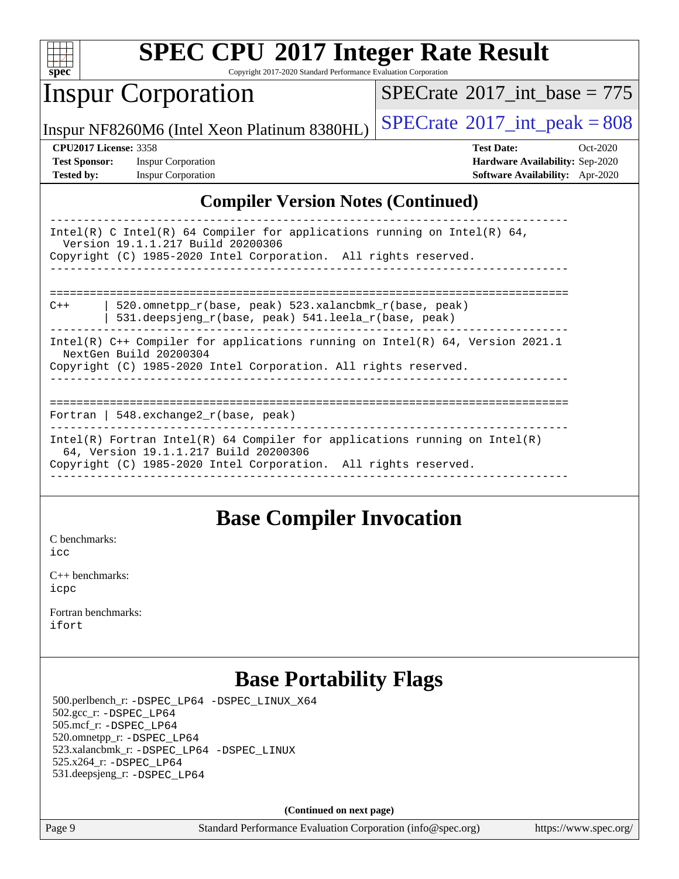## Compiler Version Notes (Continued)

```
==============================================================================
Intel(R) C Intel(R) 64 Compiler for applications running on Intel(R) 64,
  Version 19.1.1.217 Build 20200306
Copyright (C) 1985-2020 Intel Corporation.  All rights reserved.
------------------------------------------------------------------------------

==============================================================================
C++     | 520.omnetpp_r(base, peak) 523.xalancbmk_r(base, peak)
        | 531.deepsjeng_r(base, peak) 541.leela_r(base, peak)
------------------------------------------------------------------------------
Intel(R) C++ Compiler for applications running on Intel(R) 64, Version 2021.1
  NextGen Build 20200304
Copyright (C) 1985-2020 Intel Corporation. All rights reserved.
------------------------------------------------------------------------------

==============================================================================
Fortran | 548.exchange2_r(base, peak)
------------------------------------------------------------------------------
Intel(R) Fortran Intel(R) 64 Compiler for applications running on Intel(R)
  64, Version 19.1.1.217 Build 20200306
Copyright (C) 1985-2020 Intel Corporation.  All rights reserved.
------------------------------------------------------------------------------
```

## Base Compiler Invocation

C benchmarks:
icc

C++ benchmarks:
icpc

Fortran benchmarks:
ifort

## Base Portability Flags

500.perlbench_r: -DSPEC_LP64 -DSPEC_LINUX_X64
502.gcc_r: -DSPEC_LP64
505.mcf_r: -DSPEC_LP64
520.omnetpp_r: -DSPEC_LP64
523.xalancbmk_r: -DSPEC_LP64 -DSPEC_LINUX
525.x264_r: -DSPEC_LP64
531.deepsjeng_r: -DSPEC_LP64

**(Continued on next page)**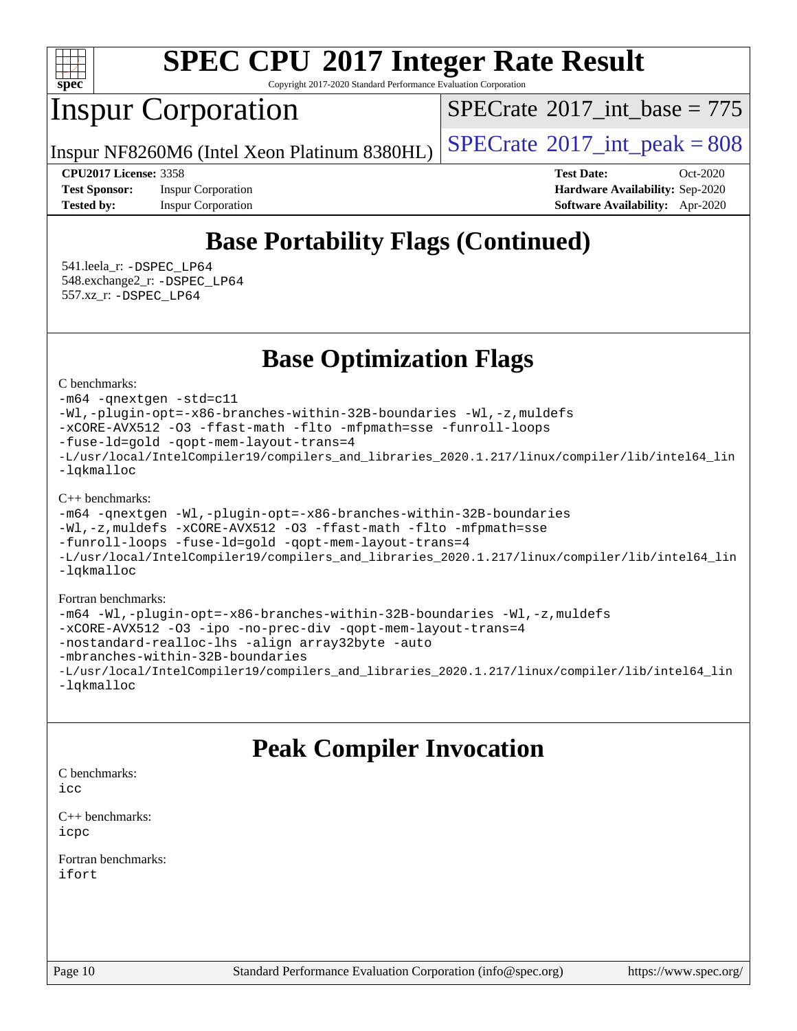## Base Portability Flags (Continued)

541.leela_r: -DSPEC_LP64
548.exchange2_r: -DSPEC_LP64
557.xz_r: -DSPEC_LP64

## Base Optimization Flags

C benchmarks:

```
-m64 -qnextgen -std=c11
-Wl,-plugin-opt=-x86-branches-within-32B-boundaries -Wl,-z,muldefs
-xCORE-AVX512 -O3 -ffast-math -flto -mfpmath=sse -funroll-loops
-fuse-ld=gold -qopt-mem-layout-trans=4
-L/usr/local/IntelCompiler19/compilers_and_libraries_2020.1.217/linux/compiler/lib/intel64_lin
-lqkmalloc
```

C++ benchmarks:

```
-m64 -qnextgen -Wl,-plugin-opt=-x86-branches-within-32B-boundaries
-Wl,-z,muldefs -xCORE-AVX512 -O3 -ffast-math -flto -mfpmath=sse
-funroll-loops -fuse-ld=gold -qopt-mem-layout-trans=4
-L/usr/local/IntelCompiler19/compilers_and_libraries_2020.1.217/linux/compiler/lib/intel64_lin
-lqkmalloc
```

Fortran benchmarks:

```
-m64 -Wl,-plugin-opt=-x86-branches-within-32B-boundaries -Wl,-z,muldefs
-xCORE-AVX512 -O3 -ipo -no-prec-div -qopt-mem-layout-trans=4
-nostandard-realloc-lhs -align array32byte -auto
-mbranches-within-32B-boundaries
-L/usr/local/IntelCompiler19/compilers_and_libraries_2020.1.217/linux/compiler/lib/intel64_lin
-lqkmalloc
```

## Peak Compiler Invocation

C benchmarks:
icc

C++ benchmarks:
icpc

Fortran benchmarks:
ifort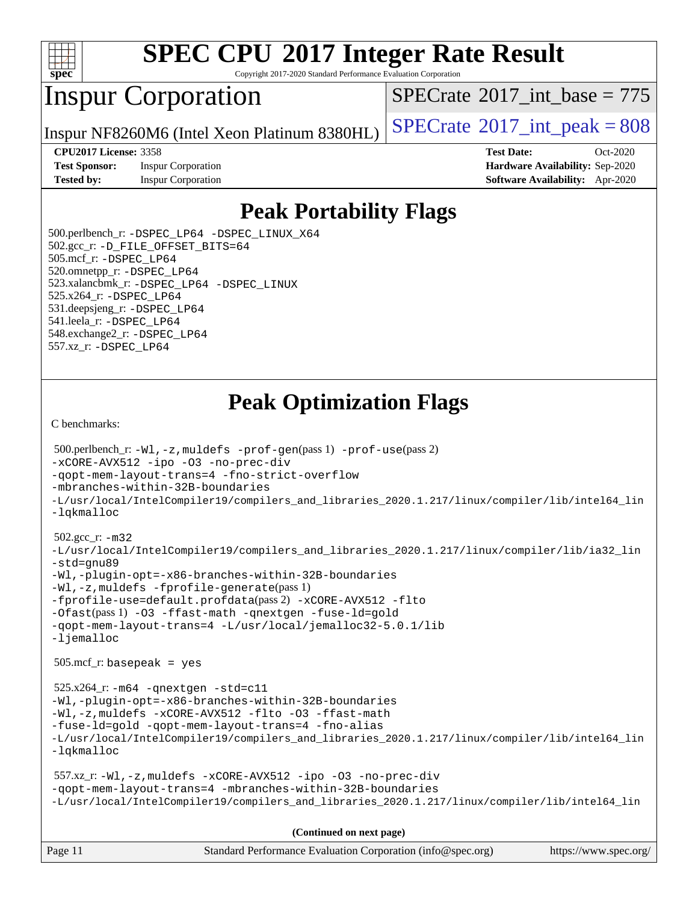# SPEC CPU 2017 Integer Rate Result

Copyright 2017-2020 Standard Performance Evaluation Corporation

# Inspur Corporation

Inspur NF8260M6 (Intel Xeon Platinum 8380HL)

SPECrate 2017_int_base = 775

SPECrate 2017_int_peak = 808

**CPU2017 License:** 3358
**Test Sponsor:** Inspur Corporation
**Tested by:** Inspur Corporation

**Test Date:** Oct-2020
**Hardware Availability:** Sep-2020
**Software Availability:** Apr-2020

## Peak Portability Flags

500.perlbench_r: -DSPEC_LP64 -DSPEC_LINUX_X64
502.gcc_r: -D_FILE_OFFSET_BITS=64
505.mcf_r: -DSPEC_LP64
520.omnetpp_r: -DSPEC_LP64
523.xalancbmk_r: -DSPEC_LP64 -DSPEC_LINUX
525.x264_r: -DSPEC_LP64
531.deepsjeng_r: -DSPEC_LP64
541.leela_r: -DSPEC_LP64
548.exchange2_r: -DSPEC_LP64
557.xz_r: -DSPEC_LP64

## Peak Optimization Flags

C benchmarks:

500.perlbench_r: -Wl,-z,muldefs -prof-gen(pass 1) -prof-use(pass 2)
-xCORE-AVX512 -ipo -O3 -no-prec-div
-qopt-mem-layout-trans=4 -fno-strict-overflow
-mbranches-within-32B-boundaries
-L/usr/local/IntelCompiler19/compilers_and_libraries_2020.1.217/linux/compiler/lib/intel64_lin
-lqkmalloc

502.gcc_r: -m32
-L/usr/local/IntelCompiler19/compilers_and_libraries_2020.1.217/linux/compiler/lib/ia32_lin
-std=gnu89
-Wl,-plugin-opt=-x86-branches-within-32B-boundaries
-Wl,-z,muldefs -fprofile-generate(pass 1)
-fprofile-use=default.profdata(pass 2) -xCORE-AVX512 -flto
-Ofast(pass 1) -O3 -ffast-math -qnextgen -fuse-ld=gold
-qopt-mem-layout-trans=4 -L/usr/local/jemalloc32-5.0.1/lib
-ljemalloc

505.mcf_r: basepeak = yes

525.x264_r: -m64 -qnextgen -std=c11
-Wl,-plugin-opt=-x86-branches-within-32B-boundaries
-Wl,-z,muldefs -xCORE-AVX512 -flto -O3 -ffast-math
-fuse-ld=gold -qopt-mem-layout-trans=4 -fno-alias
-L/usr/local/IntelCompiler19/compilers_and_libraries_2020.1.217/linux/compiler/lib/intel64_lin
-lqkmalloc

557.xz_r: -Wl,-z,muldefs -xCORE-AVX512 -ipo -O3 -no-prec-div
-qopt-mem-layout-trans=4 -mbranches-within-32B-boundaries
-L/usr/local/IntelCompiler19/compilers_and_libraries_2020.1.217/linux/compiler/lib/intel64_lin

**(Continued on next page)**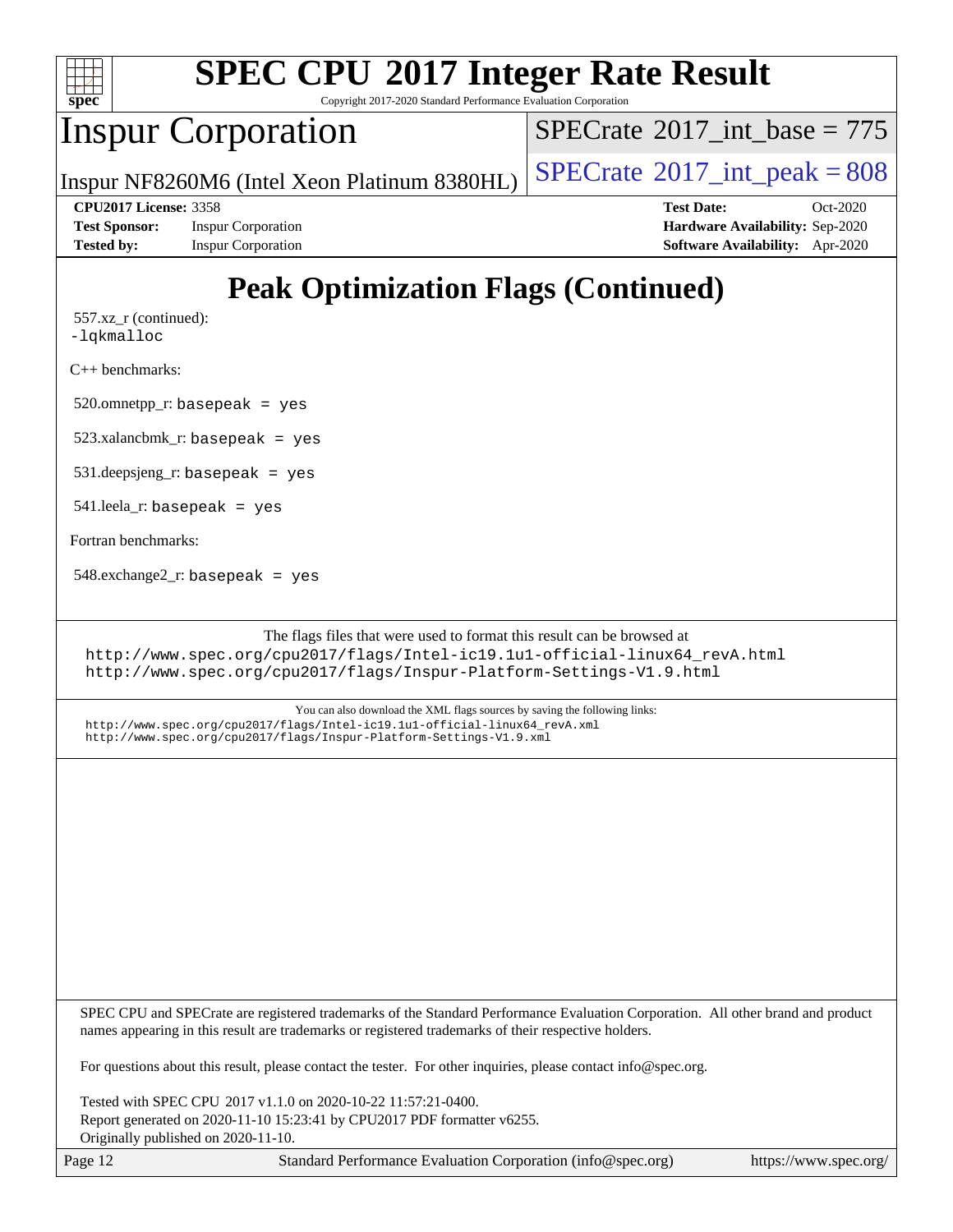# SPEC CPU 2017 Integer Rate Result

Copyright 2017-2020 Standard Performance Evaluation Corporation

## Inspur Corporation

Inspur NF8260M6 (Intel Xeon Platinum 8380HL)

SPECrate 2017_int_base = 775

SPECrate 2017_int_peak = 808

**CPU2017 License:** 3358
**Test Sponsor:** Inspur Corporation
**Tested by:** Inspur Corporation

**Test Date:** Oct-2020
**Hardware Availability:** Sep-2020
**Software Availability:** Apr-2020

## Peak Optimization Flags (Continued)

557.xz_r (continued):
`-lqkmalloc`

C++ benchmarks:

520.omnetpp_r: `basepeak = yes`

523.xalancbmk_r: `basepeak = yes`

531.deepsjeng_r: `basepeak = yes`

541.leela_r: `basepeak = yes`

Fortran benchmarks:

548.exchange2_r: `basepeak = yes`

The flags files that were used to format this result can be browsed at
http://www.spec.org/cpu2017/flags/Intel-ic19.1u1-official-linux64_revA.html
http://www.spec.org/cpu2017/flags/Inspur-Platform-Settings-V1.9.html

You can also download the XML flags sources by saving the following links:
http://www.spec.org/cpu2017/flags/Intel-ic19.1u1-official-linux64_revA.xml
http://www.spec.org/cpu2017/flags/Inspur-Platform-Settings-V1.9.xml

SPEC CPU and SPECrate are registered trademarks of the Standard Performance Evaluation Corporation. All other brand and product names appearing in this result are trademarks or registered trademarks of their respective holders.

For questions about this result, please contact the tester. For other inquiries, please contact info@spec.org.

Tested with SPEC CPU 2017 v1.1.0 on 2020-10-22 11:57:21-0400.
Report generated on 2020-11-10 15:23:41 by CPU2017 PDF formatter v6255.
Originally published on 2020-11-10.